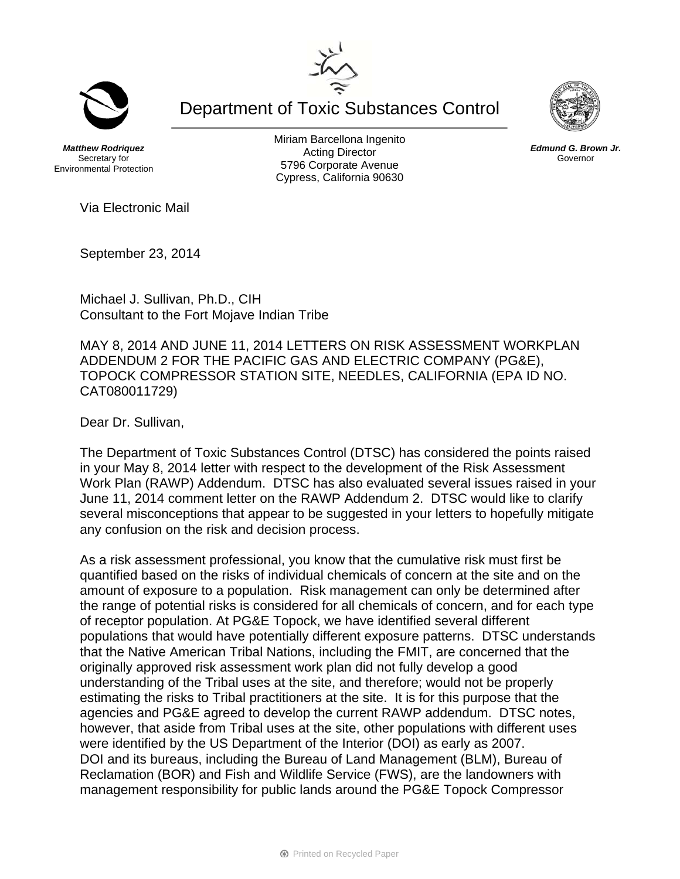Department of Toxic Substances Control

***Matthew Rodriquez***
Secretary for
Environmental Protection

Miriam Barcellona Ingenito
Acting Director
5796 Corporate Avenue
Cypress, California 90630

***Edmund G. Brown Jr.***
Governor

Via Electronic Mail

September 23, 2014

Michael J. Sullivan, Ph.D., CIH
Consultant to the Fort Mojave Indian Tribe

MAY 8, 2014 AND JUNE 11, 2014 LETTERS ON RISK ASSESSMENT WORKPLAN ADDENDUM 2 FOR THE PACIFIC GAS AND ELECTRIC COMPANY (PG&E), TOPOCK COMPRESSOR STATION SITE, NEEDLES, CALIFORNIA (EPA ID NO. CAT080011729)

Dear Dr. Sullivan,

The Department of Toxic Substances Control (DTSC) has considered the points raised in your May 8, 2014 letter with respect to the development of the Risk Assessment Work Plan (RAWP) Addendum. DTSC has also evaluated several issues raised in your June 11, 2014 comment letter on the RAWP Addendum 2. DTSC would like to clarify several misconceptions that appear to be suggested in your letters to hopefully mitigate any confusion on the risk and decision process.

As a risk assessment professional, you know that the cumulative risk must first be quantified based on the risks of individual chemicals of concern at the site and on the amount of exposure to a population. Risk management can only be determined after the range of potential risks is considered for all chemicals of concern, and for each type of receptor population. At PG&E Topock, we have identified several different populations that would have potentially different exposure patterns. DTSC understands that the Native American Tribal Nations, including the FMIT, are concerned that the originally approved risk assessment work plan did not fully develop a good understanding of the Tribal uses at the site, and therefore; would not be properly estimating the risks to Tribal practitioners at the site. It is for this purpose that the agencies and PG&E agreed to develop the current RAWP addendum. DTSC notes, however, that aside from Tribal uses at the site, other populations with different uses were identified by the US Department of the Interior (DOI) as early as 2007. DOI and its bureaus, including the Bureau of Land Management (BLM), Bureau of Reclamation (BOR) and Fish and Wildlife Service (FWS), are the landowners with management responsibility for public lands around the PG&E Topock Compressor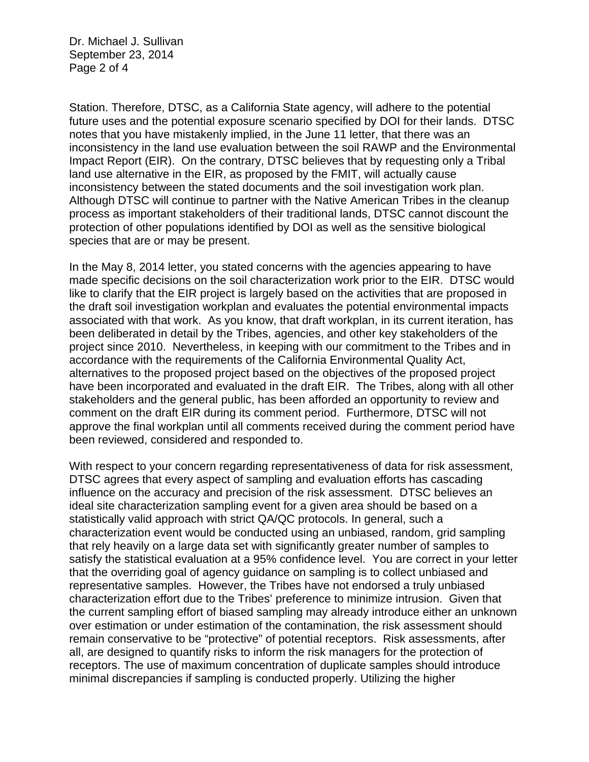Station. Therefore, DTSC, as a California State agency, will adhere to the potential future uses and the potential exposure scenario specified by DOI for their lands. DTSC notes that you have mistakenly implied, in the June 11 letter, that there was an inconsistency in the land use evaluation between the soil RAWP and the Environmental Impact Report (EIR). On the contrary, DTSC believes that by requesting only a Tribal land use alternative in the EIR, as proposed by the FMIT, will actually cause inconsistency between the stated documents and the soil investigation work plan. Although DTSC will continue to partner with the Native American Tribes in the cleanup process as important stakeholders of their traditional lands, DTSC cannot discount the protection of other populations identified by DOI as well as the sensitive biological species that are or may be present.

In the May 8, 2014 letter, you stated concerns with the agencies appearing to have made specific decisions on the soil characterization work prior to the EIR. DTSC would like to clarify that the EIR project is largely based on the activities that are proposed in the draft soil investigation workplan and evaluates the potential environmental impacts associated with that work. As you know, that draft workplan, in its current iteration, has been deliberated in detail by the Tribes, agencies, and other key stakeholders of the project since 2010. Nevertheless, in keeping with our commitment to the Tribes and in accordance with the requirements of the California Environmental Quality Act, alternatives to the proposed project based on the objectives of the proposed project have been incorporated and evaluated in the draft EIR. The Tribes, along with all other stakeholders and the general public, has been afforded an opportunity to review and comment on the draft EIR during its comment period. Furthermore, DTSC will not approve the final workplan until all comments received during the comment period have been reviewed, considered and responded to.

With respect to your concern regarding representativeness of data for risk assessment, DTSC agrees that every aspect of sampling and evaluation efforts has cascading influence on the accuracy and precision of the risk assessment. DTSC believes an ideal site characterization sampling event for a given area should be based on a statistically valid approach with strict QA/QC protocols. In general, such a characterization event would be conducted using an unbiased, random, grid sampling that rely heavily on a large data set with significantly greater number of samples to satisfy the statistical evaluation at a 95% confidence level. You are correct in your letter that the overriding goal of agency guidance on sampling is to collect unbiased and representative samples. However, the Tribes have not endorsed a truly unbiased characterization effort due to the Tribes' preference to minimize intrusion. Given that the current sampling effort of biased sampling may already introduce either an unknown over estimation or under estimation of the contamination, the risk assessment should remain conservative to be "protective" of potential receptors. Risk assessments, after all, are designed to quantify risks to inform the risk managers for the protection of receptors. The use of maximum concentration of duplicate samples should introduce minimal discrepancies if sampling is conducted properly. Utilizing the higher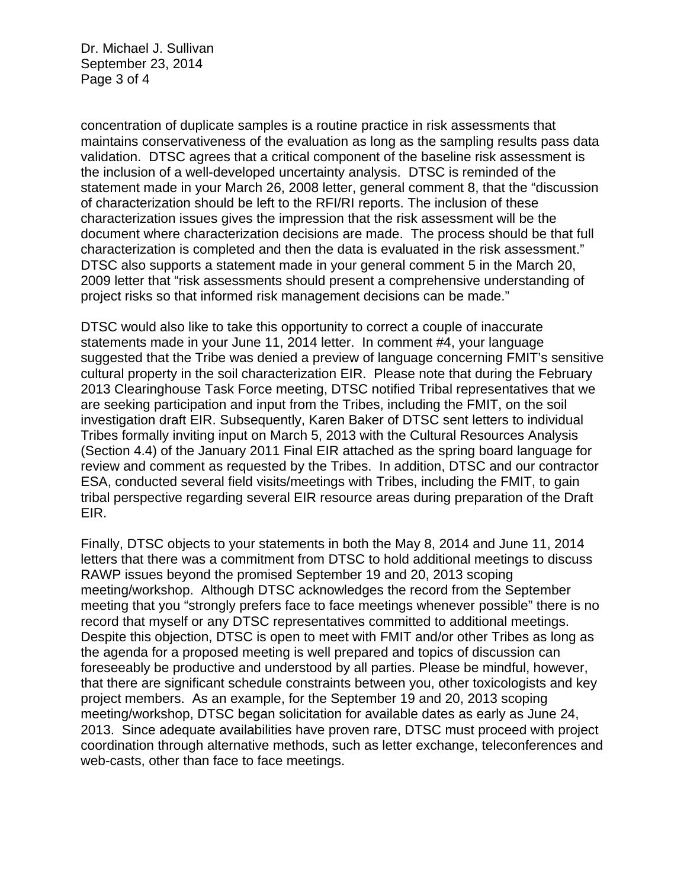concentration of duplicate samples is a routine practice in risk assessments that maintains conservativeness of the evaluation as long as the sampling results pass data validation. DTSC agrees that a critical component of the baseline risk assessment is the inclusion of a well-developed uncertainty analysis. DTSC is reminded of the statement made in your March 26, 2008 letter, general comment 8, that the "discussion of characterization should be left to the RFI/RI reports. The inclusion of these characterization issues gives the impression that the risk assessment will be the document where characterization decisions are made. The process should be that full characterization is completed and then the data is evaluated in the risk assessment." DTSC also supports a statement made in your general comment 5 in the March 20, 2009 letter that "risk assessments should present a comprehensive understanding of project risks so that informed risk management decisions can be made."

DTSC would also like to take this opportunity to correct a couple of inaccurate statements made in your June 11, 2014 letter. In comment #4, your language suggested that the Tribe was denied a preview of language concerning FMIT's sensitive cultural property in the soil characterization EIR. Please note that during the February 2013 Clearinghouse Task Force meeting, DTSC notified Tribal representatives that we are seeking participation and input from the Tribes, including the FMIT, on the soil investigation draft EIR. Subsequently, Karen Baker of DTSC sent letters to individual Tribes formally inviting input on March 5, 2013 with the Cultural Resources Analysis (Section 4.4) of the January 2011 Final EIR attached as the spring board language for review and comment as requested by the Tribes. In addition, DTSC and our contractor ESA, conducted several field visits/meetings with Tribes, including the FMIT, to gain tribal perspective regarding several EIR resource areas during preparation of the Draft EIR.

Finally, DTSC objects to your statements in both the May 8, 2014 and June 11, 2014 letters that there was a commitment from DTSC to hold additional meetings to discuss RAWP issues beyond the promised September 19 and 20, 2013 scoping meeting/workshop. Although DTSC acknowledges the record from the September meeting that you "strongly prefers face to face meetings whenever possible" there is no record that myself or any DTSC representatives committed to additional meetings. Despite this objection, DTSC is open to meet with FMIT and/or other Tribes as long as the agenda for a proposed meeting is well prepared and topics of discussion can foreseeably be productive and understood by all parties. Please be mindful, however, that there are significant schedule constraints between you, other toxicologists and key project members. As an example, for the September 19 and 20, 2013 scoping meeting/workshop, DTSC began solicitation for available dates as early as June 24, 2013. Since adequate availabilities have proven rare, DTSC must proceed with project coordination through alternative methods, such as letter exchange, teleconferences and web-casts, other than face to face meetings.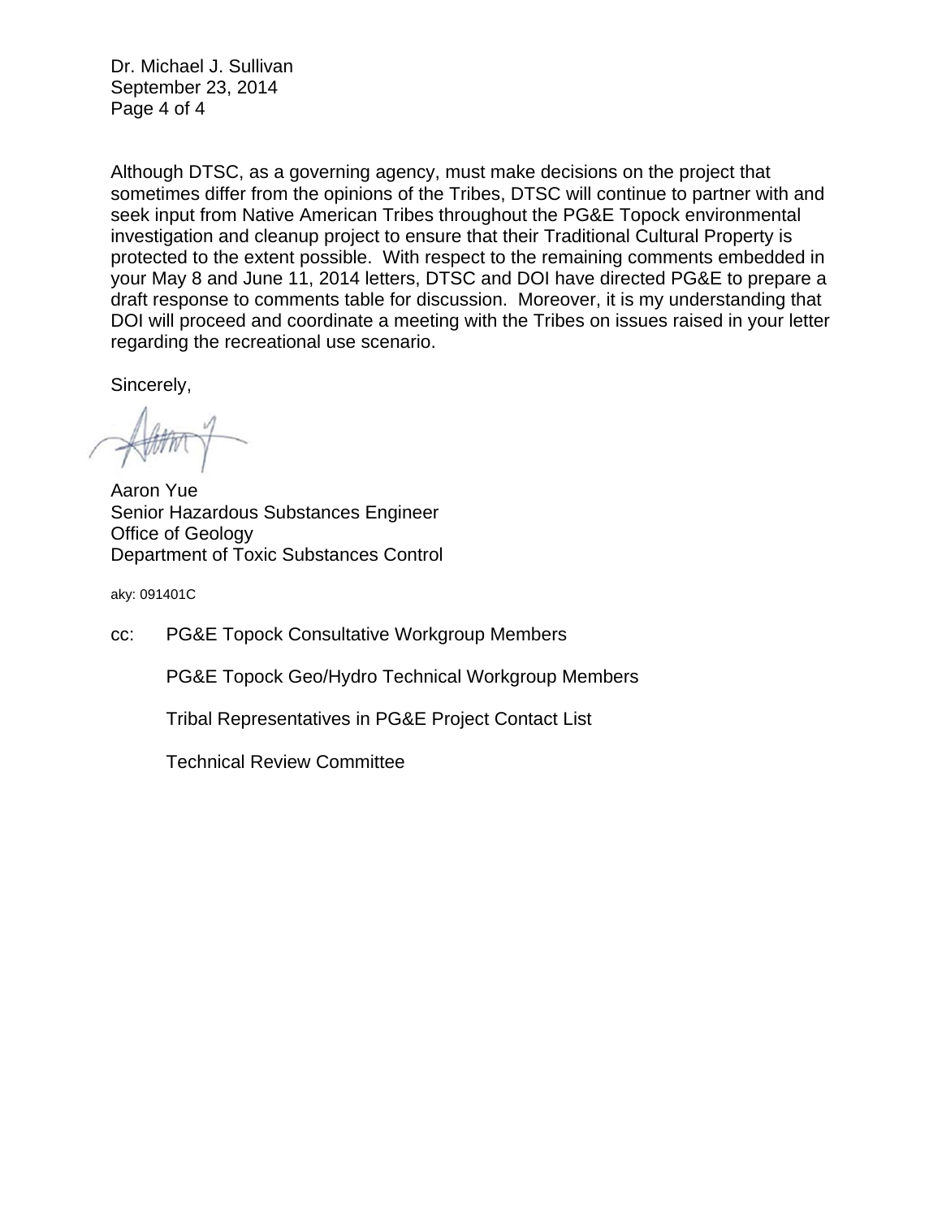Although DTSC, as a governing agency, must make decisions on the project that sometimes differ from the opinions of the Tribes, DTSC will continue to partner with and seek input from Native American Tribes throughout the PG&E Topock environmental investigation and cleanup project to ensure that their Traditional Cultural Property is protected to the extent possible. With respect to the remaining comments embedded in your May 8 and June 11, 2014 letters, DTSC and DOI have directed PG&E to prepare a draft response to comments table for discussion. Moreover, it is my understanding that DOI will proceed and coordinate a meeting with the Tribes on issues raised in your letter regarding the recreational use scenario.

Sincerely,

Aaron Yue
Senior Hazardous Substances Engineer
Office of Geology
Department of Toxic Substances Control

aky: 091401C

cc: PG&E Topock Consultative Workgroup Members

PG&E Topock Geo/Hydro Technical Workgroup Members

Tribal Representatives in PG&E Project Contact List

Technical Review Committee